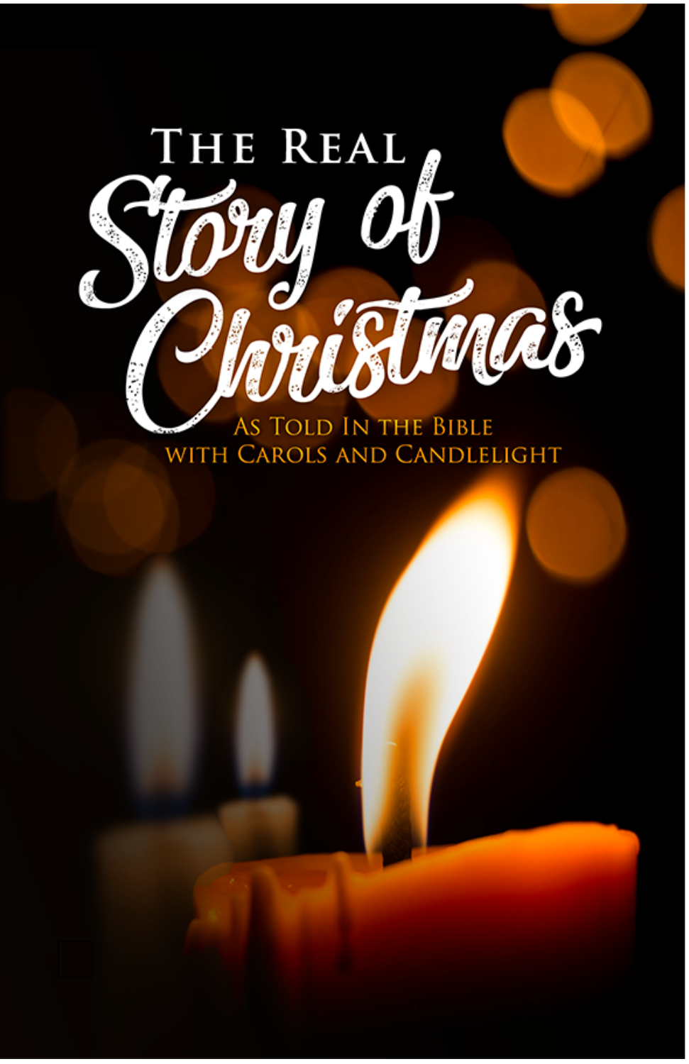# The Real Story of Christmas

As Told In the Bible with Carols and Candlelight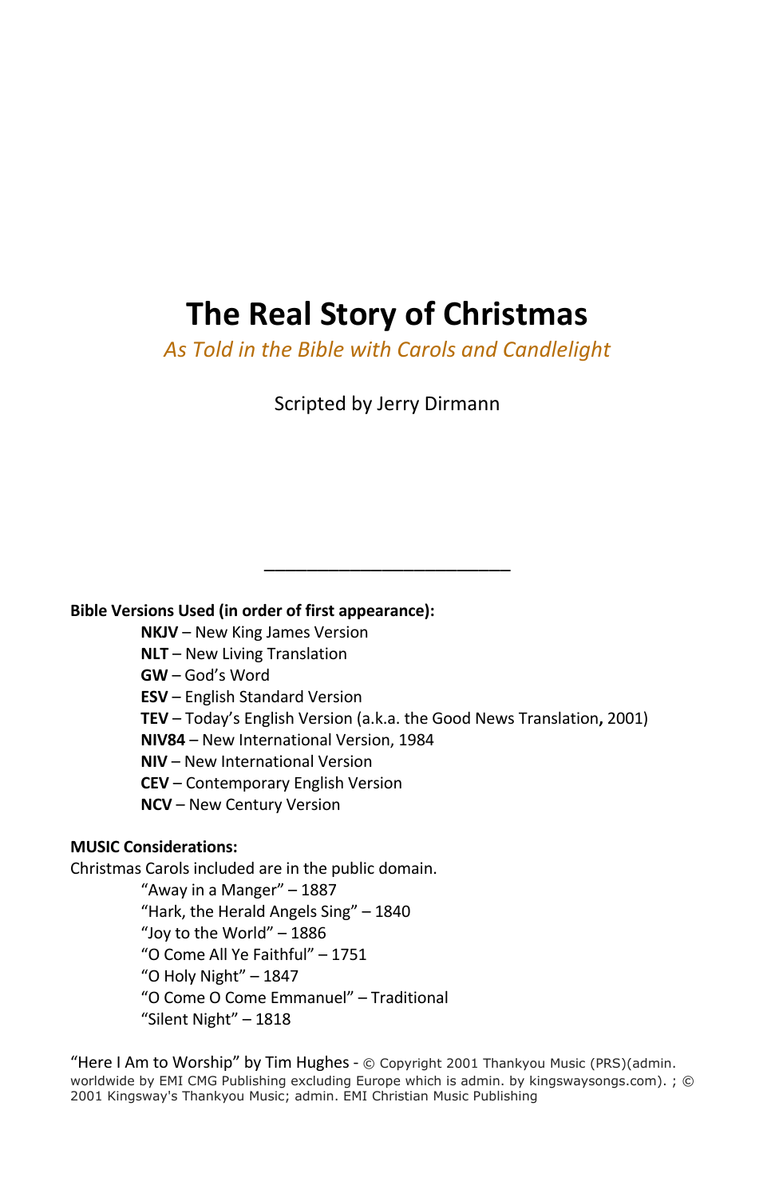# The Real Story of Christmas

*As Told in the Bible with Carols and Candlelight*

Scripted by Jerry Dirmann

---

**Bible Versions Used (in order of first appearance):**

- **NKJV** – New King James Version
- **NLT** – New Living Translation
- **GW** – God's Word
- **ESV** – English Standard Version
- **TEV** – Today's English Version (a.k.a. the Good News Translation**,** 2001)
- **NIV84** – New International Version, 1984
- **NIV** – New International Version
- **CEV** – Contemporary English Version
- **NCV** – New Century Version

**MUSIC Considerations:**

Christmas Carols included are in the public domain.

- "Away in a Manger" – 1887
- "Hark, the Herald Angels Sing" – 1840
- "Joy to the World" – 1886
- "O Come All Ye Faithful" – 1751
- "O Holy Night" – 1847
- "O Come O Come Emmanuel" – Traditional
- "Silent Night" – 1818

"Here I Am to Worship" by Tim Hughes - © Copyright 2001 Thankyou Music (PRS)(admin. worldwide by EMI CMG Publishing excluding Europe which is admin. by kingswaysongs.com). ; © 2001 Kingsway's Thankyou Music; admin. EMI Christian Music Publishing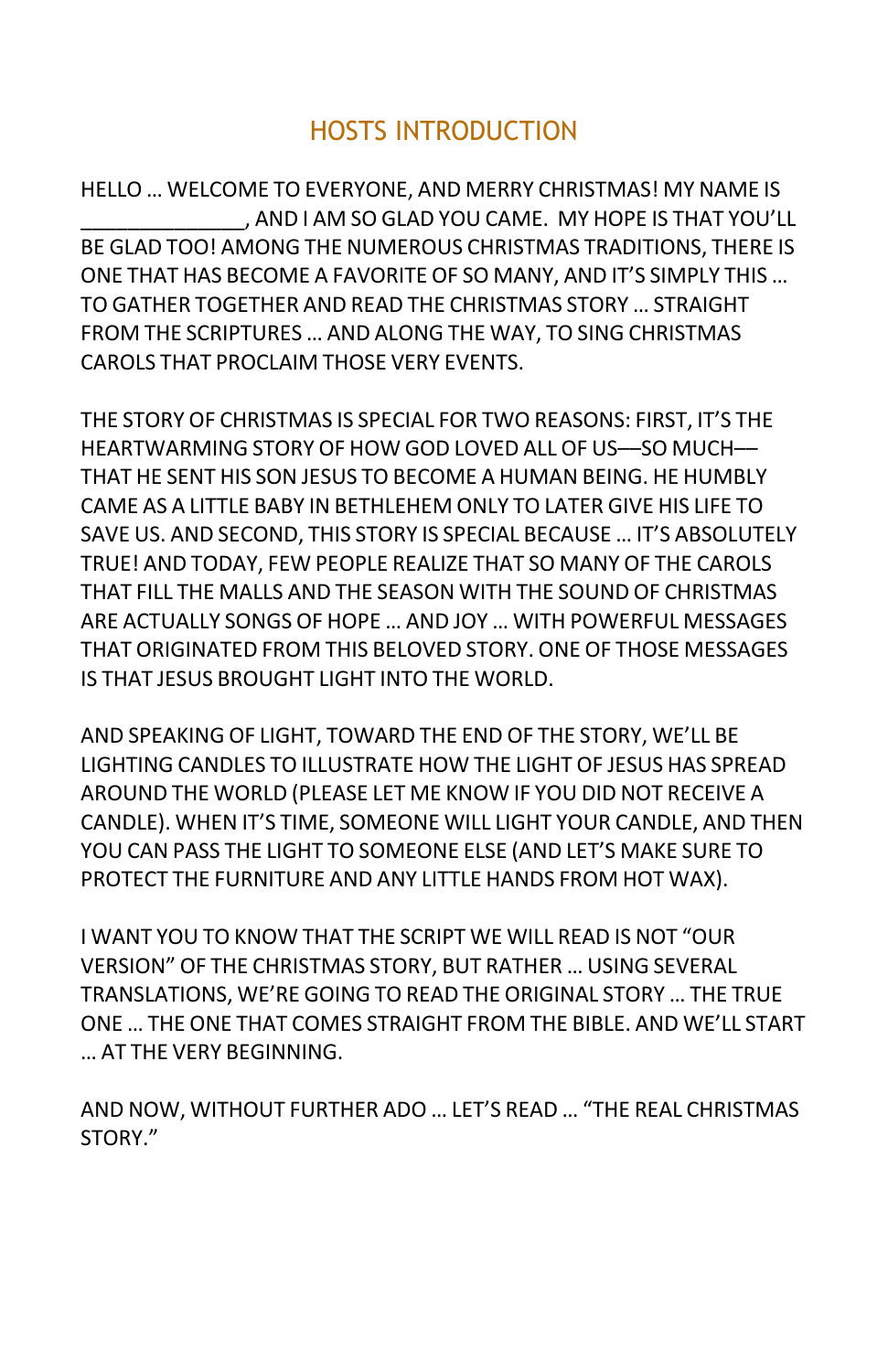## HOSTS INTRODUCTION

HELLO … WELCOME TO EVERYONE, AND MERRY CHRISTMAS! MY NAME IS _______________, AND I AM SO GLAD YOU CAME. MY HOPE IS THAT YOU'LL BE GLAD TOO! AMONG THE NUMEROUS CHRISTMAS TRADITIONS, THERE IS ONE THAT HAS BECOME A FAVORITE OF SO MANY, AND IT'S SIMPLY THIS … TO GATHER TOGETHER AND READ THE CHRISTMAS STORY … STRAIGHT FROM THE SCRIPTURES … AND ALONG THE WAY, TO SING CHRISTMAS CAROLS THAT PROCLAIM THOSE VERY EVENTS.

THE STORY OF CHRISTMAS IS SPECIAL FOR TWO REASONS: FIRST, IT'S THE HEARTWARMING STORY OF HOW GOD LOVED ALL OF US—SO MUCH—THAT HE SENT HIS SON JESUS TO BECOME A HUMAN BEING. HE HUMBLY CAME AS A LITTLE BABY IN BETHLEHEM ONLY TO LATER GIVE HIS LIFE TO SAVE US. AND SECOND, THIS STORY IS SPECIAL BECAUSE … IT'S ABSOLUTELY TRUE! AND TODAY, FEW PEOPLE REALIZE THAT SO MANY OF THE CAROLS THAT FILL THE MALLS AND THE SEASON WITH THE SOUND OF CHRISTMAS ARE ACTUALLY SONGS OF HOPE … AND JOY … WITH POWERFUL MESSAGES THAT ORIGINATED FROM THIS BELOVED STORY. ONE OF THOSE MESSAGES IS THAT JESUS BROUGHT LIGHT INTO THE WORLD.

AND SPEAKING OF LIGHT, TOWARD THE END OF THE STORY, WE'LL BE LIGHTING CANDLES TO ILLUSTRATE HOW THE LIGHT OF JESUS HAS SPREAD AROUND THE WORLD (PLEASE LET ME KNOW IF YOU DID NOT RECEIVE A CANDLE). WHEN IT'S TIME, SOMEONE WILL LIGHT YOUR CANDLE, AND THEN YOU CAN PASS THE LIGHT TO SOMEONE ELSE (AND LET'S MAKE SURE TO PROTECT THE FURNITURE AND ANY LITTLE HANDS FROM HOT WAX).

I WANT YOU TO KNOW THAT THE SCRIPT WE WILL READ IS NOT "OUR VERSION" OF THE CHRISTMAS STORY, BUT RATHER … USING SEVERAL TRANSLATIONS, WE'RE GOING TO READ THE ORIGINAL STORY … THE TRUE ONE … THE ONE THAT COMES STRAIGHT FROM THE BIBLE. AND WE'LL START … AT THE VERY BEGINNING.

AND NOW, WITHOUT FURTHER ADO … LET'S READ … "THE REAL CHRISTMAS STORY."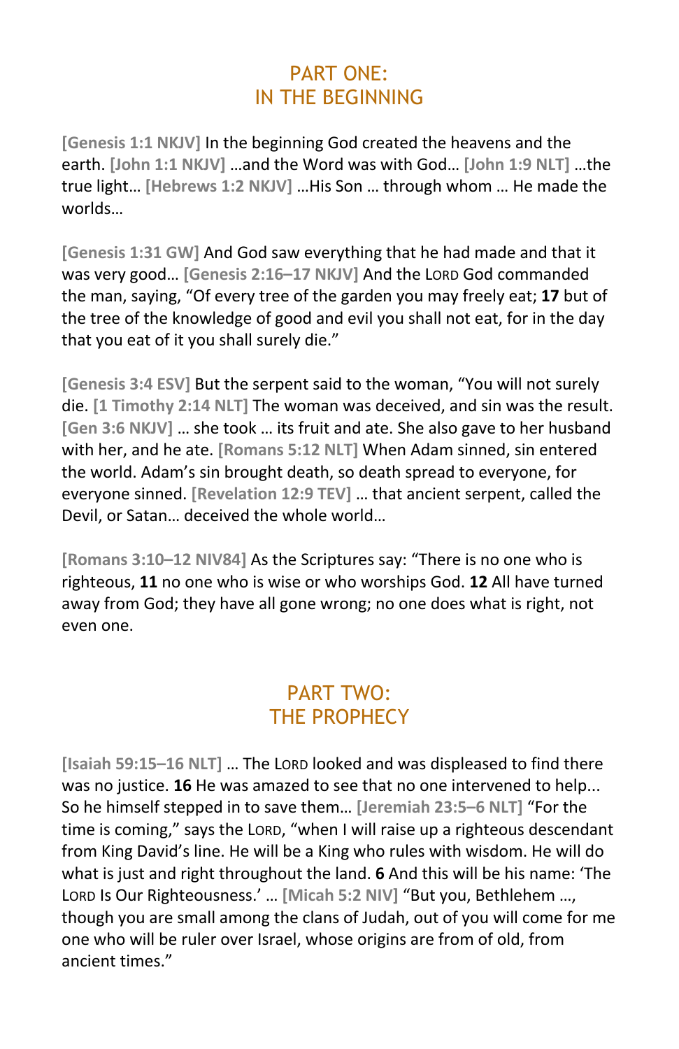## PART ONE:
## IN THE BEGINNING

[Genesis 1:1 NKJV] In the beginning God created the heavens and the earth. [John 1:1 NKJV] …and the Word was with God… [John 1:9 NLT] …the true light… [Hebrews 1:2 NKJV] …His Son … through whom … He made the worlds…

[Genesis 1:31 GW] And God saw everything that he had made and that it was very good… [Genesis 2:16–17 NKJV] And the LORD God commanded the man, saying, "Of every tree of the garden you may freely eat; **17** but of the tree of the knowledge of good and evil you shall not eat, for in the day that you eat of it you shall surely die."

[Genesis 3:4 ESV] But the serpent said to the woman, "You will not surely die. [1 Timothy 2:14 NLT] The woman was deceived, and sin was the result. [Gen 3:6 NKJV] … she took … its fruit and ate. She also gave to her husband with her, and he ate. [Romans 5:12 NLT] When Adam sinned, sin entered the world. Adam's sin brought death, so death spread to everyone, for everyone sinned. [Revelation 12:9 TEV] … that ancient serpent, called the Devil, or Satan… deceived the whole world…

[Romans 3:10–12 NIV84] As the Scriptures say: "There is no one who is righteous, **11** no one who is wise or who worships God. **12** All have turned away from God; they have all gone wrong; no one does what is right, not even one.

## PART TWO:
## THE PROPHECY

[Isaiah 59:15–16 NLT] … The LORD looked and was displeased to find there was no justice. **16** He was amazed to see that no one intervened to help... So he himself stepped in to save them… [Jeremiah 23:5–6 NLT] "For the time is coming," says the LORD, "when I will raise up a righteous descendant from King David's line. He will be a King who rules with wisdom. He will do what is just and right throughout the land. **6** And this will be his name: 'The LORD Is Our Righteousness.' … [Micah 5:2 NIV] "But you, Bethlehem …, though you are small among the clans of Judah, out of you will come for me one who will be ruler over Israel, whose origins are from of old, from ancient times."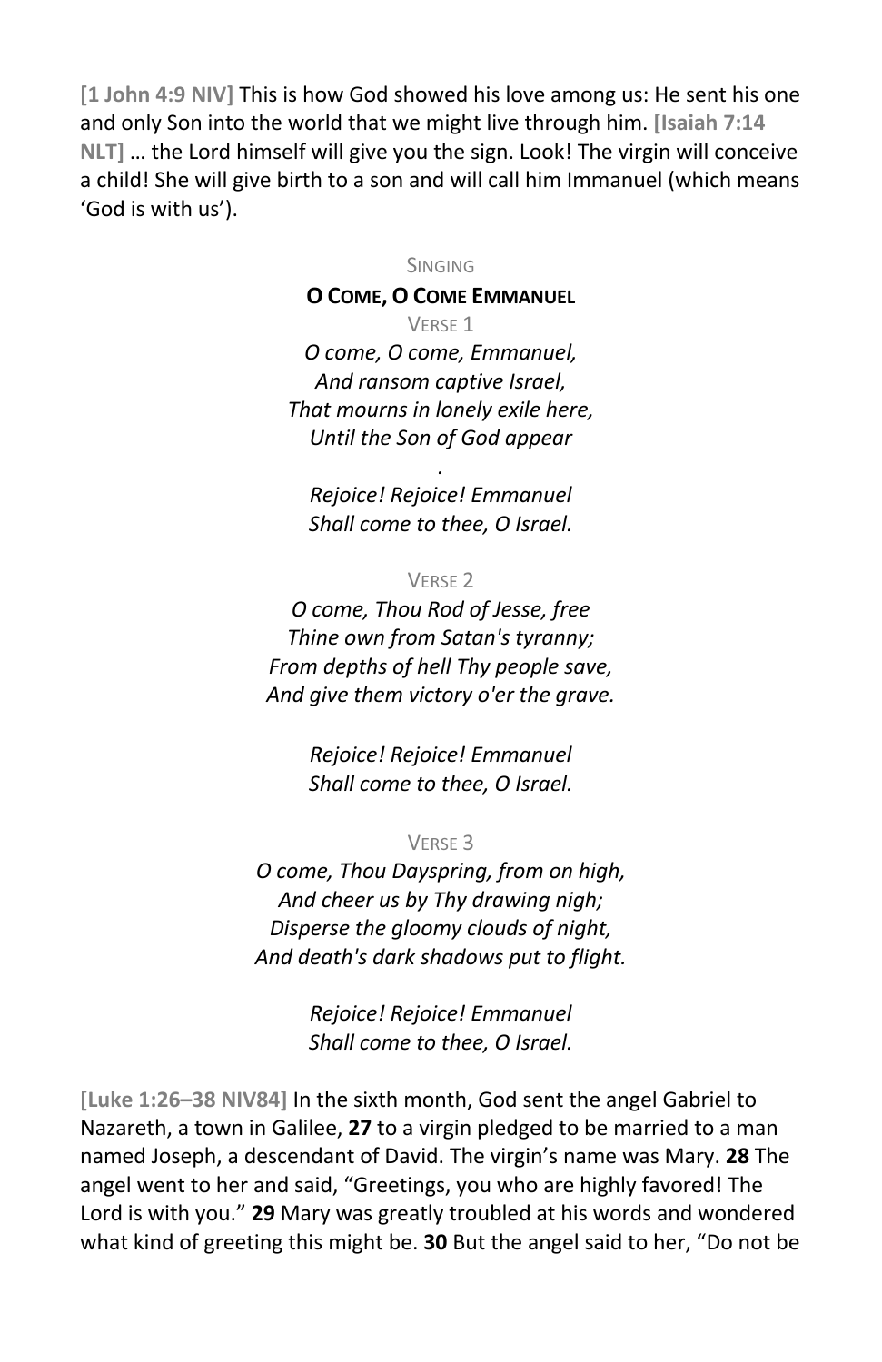**[1 John 4:9 NIV]** This is how God showed his love among us: He sent his one and only Son into the world that we might live through him. **[Isaiah 7:14 NLT]** … the Lord himself will give you the sign. Look! The virgin will conceive a child! She will give birth to a son and will call him Immanuel (which means 'God is with us').

SINGING

**O COME, O COME EMMANUEL**

VERSE 1

*O come, O come, Emmanuel,*
*And ransom captive Israel,*
*That mourns in lonely exile here,*
*Until the Son of God appear*
*.*
*Rejoice! Rejoice! Emmanuel*
*Shall come to thee, O Israel.*

VERSE 2

*O come, Thou Rod of Jesse, free*
*Thine own from Satan's tyranny;*
*From depths of hell Thy people save,*
*And give them victory o'er the grave.*

*Rejoice! Rejoice! Emmanuel*
*Shall come to thee, O Israel.*

VERSE 3

*O come, Thou Dayspring, from on high,*
*And cheer us by Thy drawing nigh;*
*Disperse the gloomy clouds of night,*
*And death's dark shadows put to flight.*

*Rejoice! Rejoice! Emmanuel*
*Shall come to thee, O Israel.*

**[Luke 1:26–38 NIV84]** In the sixth month, God sent the angel Gabriel to Nazareth, a town in Galilee, **27** to a virgin pledged to be married to a man named Joseph, a descendant of David. The virgin's name was Mary. **28** The angel went to her and said, "Greetings, you who are highly favored! The Lord is with you." **29** Mary was greatly troubled at his words and wondered what kind of greeting this might be. **30** But the angel said to her, "Do not be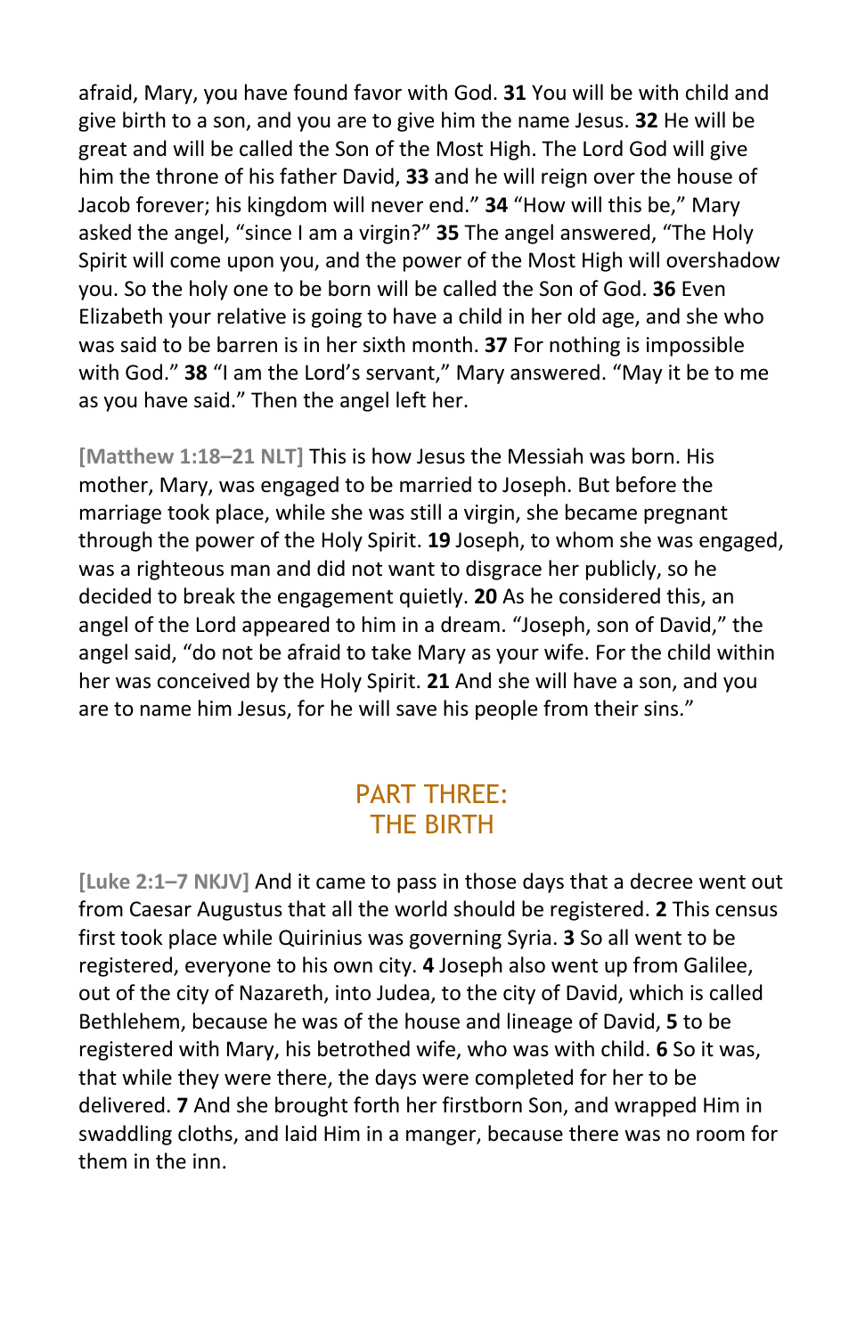afraid, Mary, you have found favor with God. **31** You will be with child and give birth to a son, and you are to give him the name Jesus. **32** He will be great and will be called the Son of the Most High. The Lord God will give him the throne of his father David, **33** and he will reign over the house of Jacob forever; his kingdom will never end." **34** "How will this be," Mary asked the angel, "since I am a virgin?" **35** The angel answered, "The Holy Spirit will come upon you, and the power of the Most High will overshadow you. So the holy one to be born will be called the Son of God. **36** Even Elizabeth your relative is going to have a child in her old age, and she who was said to be barren is in her sixth month. **37** For nothing is impossible with God." **38** "I am the Lord's servant," Mary answered. "May it be to me as you have said." Then the angel left her.

**[Matthew 1:18–21 NLT]** This is how Jesus the Messiah was born. His mother, Mary, was engaged to be married to Joseph. But before the marriage took place, while she was still a virgin, she became pregnant through the power of the Holy Spirit. **19** Joseph, to whom she was engaged, was a righteous man and did not want to disgrace her publicly, so he decided to break the engagement quietly. **20** As he considered this, an angel of the Lord appeared to him in a dream. "Joseph, son of David," the angel said, "do not be afraid to take Mary as your wife. For the child within her was conceived by the Holy Spirit. **21** And she will have a son, and you are to name him Jesus, for he will save his people from their sins."

## PART THREE:
## THE BIRTH

**[Luke 2:1–7 NKJV]** And it came to pass in those days that a decree went out from Caesar Augustus that all the world should be registered. **2** This census first took place while Quirinius was governing Syria. **3** So all went to be registered, everyone to his own city. **4** Joseph also went up from Galilee, out of the city of Nazareth, into Judea, to the city of David, which is called Bethlehem, because he was of the house and lineage of David, **5** to be registered with Mary, his betrothed wife, who was with child. **6** So it was, that while they were there, the days were completed for her to be delivered. **7** And she brought forth her firstborn Son, and wrapped Him in swaddling cloths, and laid Him in a manger, because there was no room for them in the inn.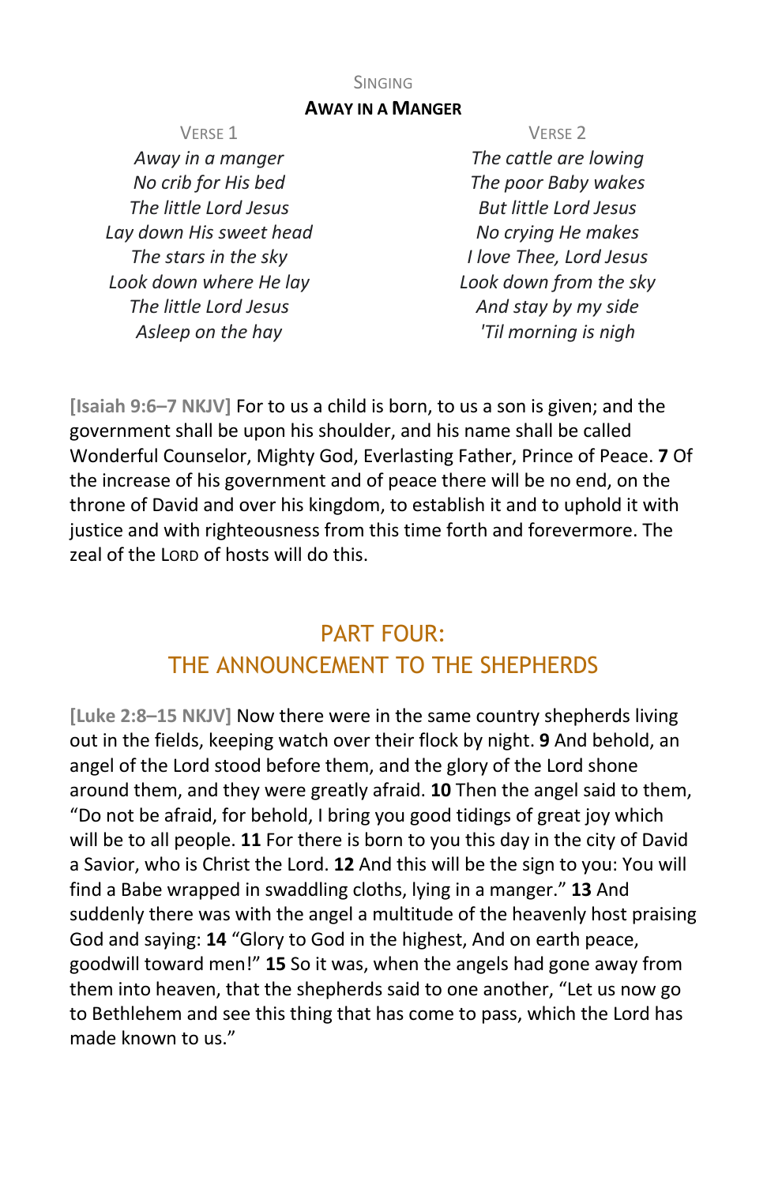### Singing

#### Away in a Manger

Verse 1

*Away in a manger*
*No crib for His bed*
*The little Lord Jesus*
*Lay down His sweet head*
*The stars in the sky*
*Look down where He lay*
*The little Lord Jesus*
*Asleep on the hay*

Verse 2

*The cattle are lowing*
*The poor Baby wakes*
*But little Lord Jesus*
*No crying He makes*
*I love Thee, Lord Jesus*
*Look down from the sky*
*And stay by my side*
*'Til morning is nigh*

**[Isaiah 9:6–7 NKJV]** For to us a child is born, to us a son is given; and the government shall be upon his shoulder, and his name shall be called Wonderful Counselor, Mighty God, Everlasting Father, Prince of Peace. **7** Of the increase of his government and of peace there will be no end, on the throne of David and over his kingdom, to establish it and to uphold it with justice and with righteousness from this time forth and forevermore. The zeal of the Lord of hosts will do this.

## PART FOUR: THE ANNOUNCEMENT TO THE SHEPHERDS

**[Luke 2:8–15 NKJV]** Now there were in the same country shepherds living out in the fields, keeping watch over their flock by night. **9** And behold, an angel of the Lord stood before them, and the glory of the Lord shone around them, and they were greatly afraid. **10** Then the angel said to them, "Do not be afraid, for behold, I bring you good tidings of great joy which will be to all people. **11** For there is born to you this day in the city of David a Savior, who is Christ the Lord. **12** And this will be the sign to you: You will find a Babe wrapped in swaddling cloths, lying in a manger." **13** And suddenly there was with the angel a multitude of the heavenly host praising God and saying: **14** "Glory to God in the highest, And on earth peace, goodwill toward men!" **15** So it was, when the angels had gone away from them into heaven, that the shepherds said to one another, "Let us now go to Bethlehem and see this thing that has come to pass, which the Lord has made known to us."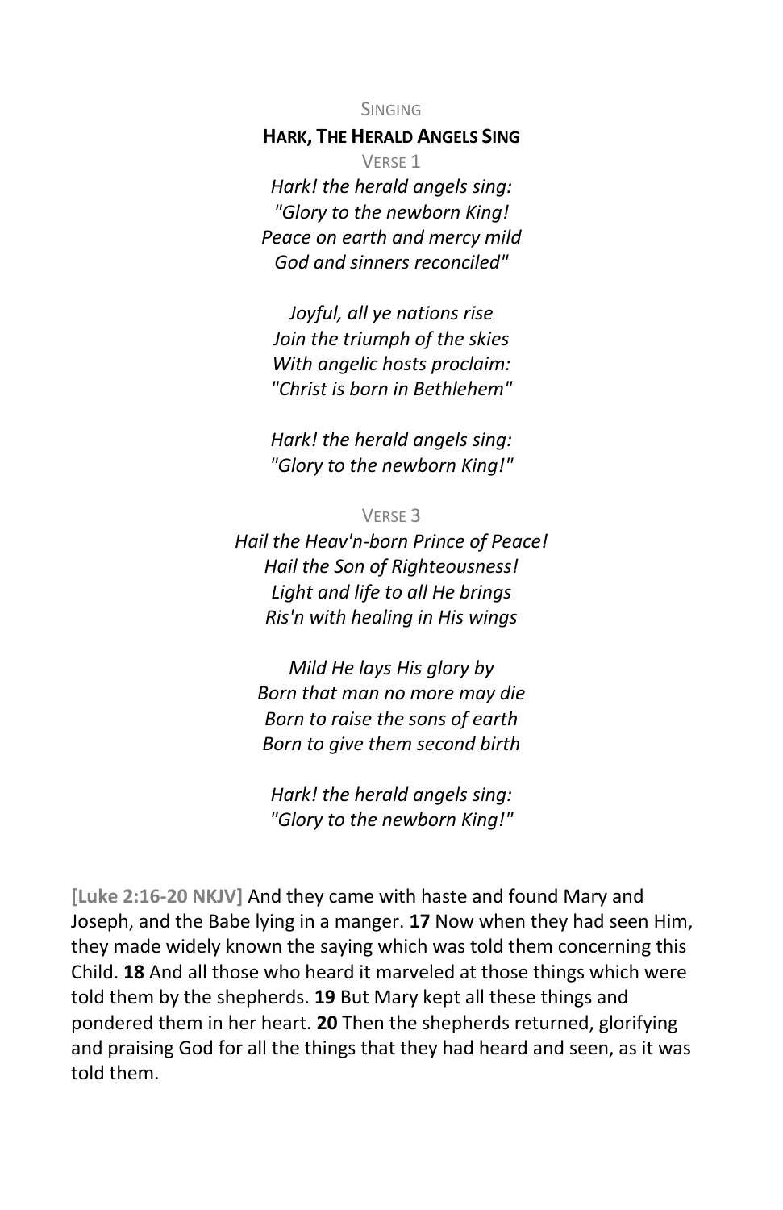SINGING

**HARK, THE HERALD ANGELS SING**

VERSE 1

*Hark! the herald angels sing:*
*"Glory to the newborn King!*
*Peace on earth and mercy mild*
*God and sinners reconciled"*

*Joyful, all ye nations rise*
*Join the triumph of the skies*
*With angelic hosts proclaim:*
*"Christ is born in Bethlehem"*

*Hark! the herald angels sing:*
*"Glory to the newborn King!"*

VERSE 3

*Hail the Heav'n-born Prince of Peace!*
*Hail the Son of Righteousness!*
*Light and life to all He brings*
*Ris'n with healing in His wings*

*Mild He lays His glory by*
*Born that man no more may die*
*Born to raise the sons of earth*
*Born to give them second birth*

*Hark! the herald angels sing:*
*"Glory to the newborn King!"*

**[Luke 2:16-20 NKJV]** And they came with haste and found Mary and Joseph, and the Babe lying in a manger. **17** Now when they had seen Him, they made widely known the saying which was told them concerning this Child. **18** And all those who heard it marveled at those things which were told them by the shepherds. **19** But Mary kept all these things and pondered them in her heart. **20** Then the shepherds returned, glorifying and praising God for all the things that they had heard and seen, as it was told them.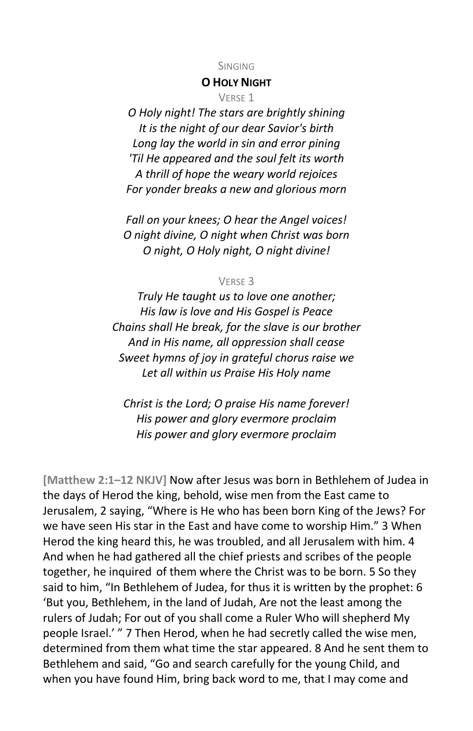Singing

**O Holy Night**

Verse 1

*O Holy night! The stars are brightly shining*
*It is the night of our dear Savior's birth*
*Long lay the world in sin and error pining*
*'Til He appeared and the soul felt its worth*
*A thrill of hope the weary world rejoices*
*For yonder breaks a new and glorious morn*

*Fall on your knees; O hear the Angel voices!*
*O night divine, O night when Christ was born*
*O night, O Holy night, O night divine!*

Verse 3

*Truly He taught us to love one another;*
*His law is love and His Gospel is Peace*
*Chains shall He break, for the slave is our brother*
*And in His name, all oppression shall cease*
*Sweet hymns of joy in grateful chorus raise we*
*Let all within us Praise His Holy name*

*Christ is the Lord; O praise His name forever!*
*His power and glory evermore proclaim*
*His power and glory evermore proclaim*

**[Matthew 2:1–12 NKJV]** Now after Jesus was born in Bethlehem of Judea in the days of Herod the king, behold, wise men from the East came to Jerusalem, 2 saying, “Where is He who has been born King of the Jews? For we have seen His star in the East and have come to worship Him.” 3 When Herod the king heard this, he was troubled, and all Jerusalem with him. 4 And when he had gathered all the chief priests and scribes of the people together, he inquired of them where the Christ was to be born. 5 So they said to him, “In Bethlehem of Judea, for thus it is written by the prophet: 6 ‘But you, Bethlehem, in the land of Judah, Are not the least among the rulers of Judah; For out of you shall come a Ruler Who will shepherd My people Israel.’ ” 7 Then Herod, when he had secretly called the wise men, determined from them what time the star appeared. 8 And he sent them to Bethlehem and said, “Go and search carefully for the young Child, and when you have found Him, bring back word to me, that I may come and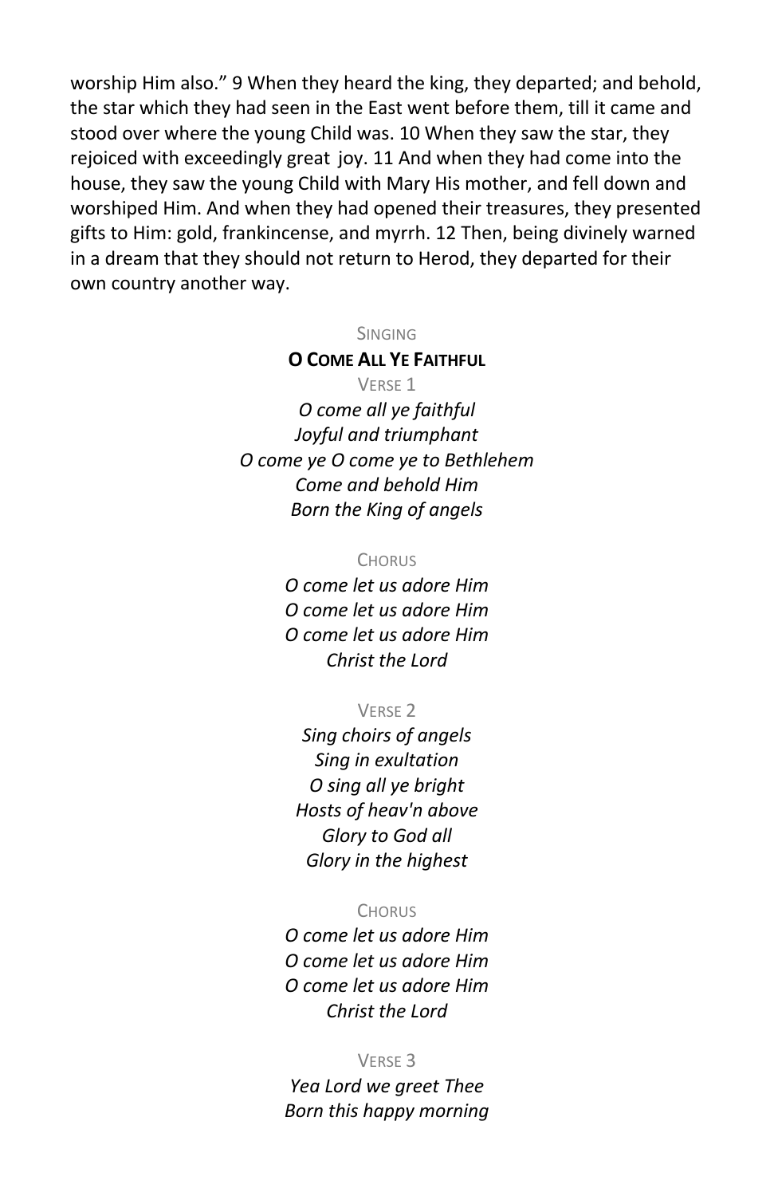worship Him also.” 9 When they heard the king, they departed; and behold, the star which they had seen in the East went before them, till it came and stood over where the young Child was. 10 When they saw the star, they rejoiced with exceedingly great joy. 11 And when they had come into the house, they saw the young Child with Mary His mother, and fell down and worshiped Him. And when they had opened their treasures, they presented gifts to Him: gold, frankincense, and myrrh. 12 Then, being divinely warned in a dream that they should not return to Herod, they departed for their own country another way.

SINGING

**O COME ALL YE FAITHFUL**

VERSE 1

*O come all ye faithful*
*Joyful and triumphant*
*O come ye O come ye to Bethlehem*
*Come and behold Him*
*Born the King of angels*

CHORUS

*O come let us adore Him*
*O come let us adore Him*
*O come let us adore Him*
*Christ the Lord*

VERSE 2

*Sing choirs of angels*
*Sing in exultation*
*O sing all ye bright*
*Hosts of heav'n above*
*Glory to God all*
*Glory in the highest*

CHORUS

*O come let us adore Him*
*O come let us adore Him*
*O come let us adore Him*
*Christ the Lord*

VERSE 3

*Yea Lord we greet Thee*
*Born this happy morning*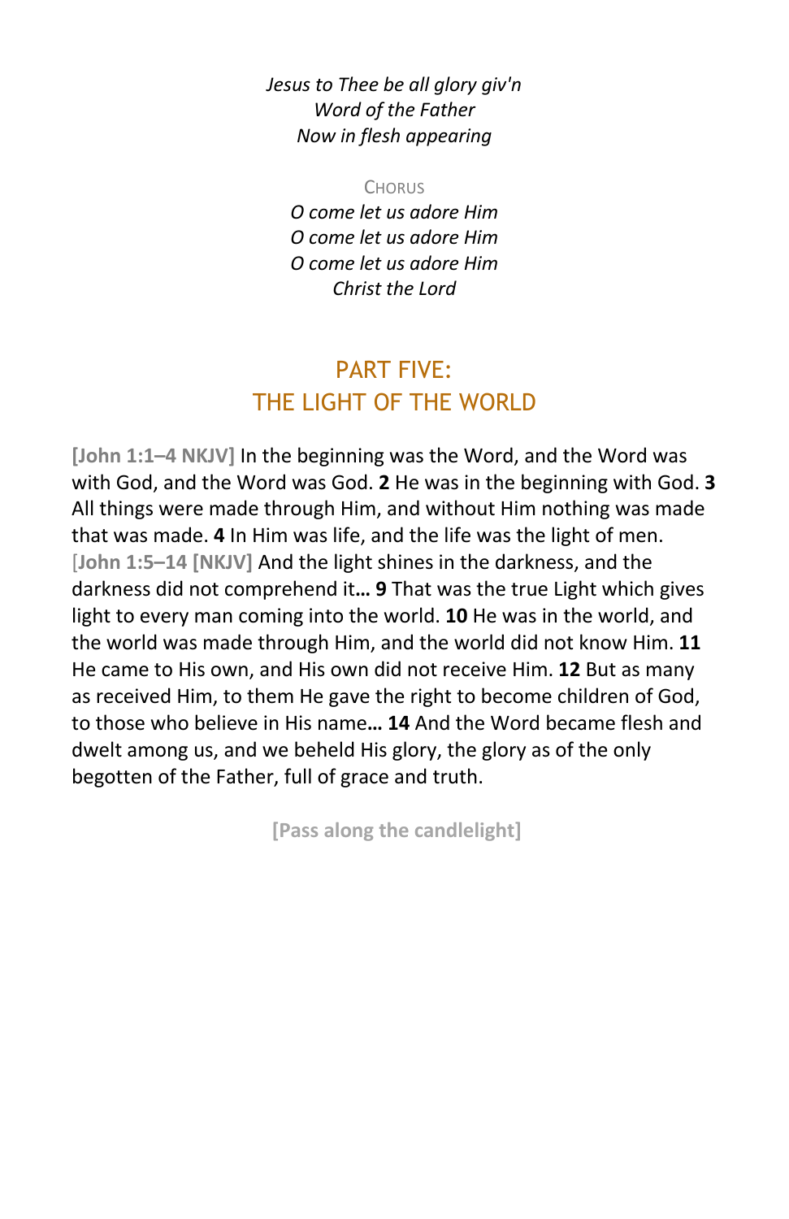*Jesus to Thee be all glory giv'n*
*Word of the Father*
*Now in flesh appearing*

CHORUS
*O come let us adore Him*
*O come let us adore Him*
*O come let us adore Him*
*Christ the Lord*

## PART FIVE: THE LIGHT OF THE WORLD

**[John 1:1–4 NKJV]** In the beginning was the Word, and the Word was with God, and the Word was God. **2** He was in the beginning with God. **3** All things were made through Him, and without Him nothing was made that was made. **4** In Him was life, and the life was the light of men. [**John 1:5–14 [NKJV]** And the light shines in the darkness, and the darkness did not comprehend it**…** **9** That was the true Light which gives light to every man coming into the world. **10** He was in the world, and the world was made through Him, and the world did not know Him. **11** He came to His own, and His own did not receive Him. **12** But as many as received Him, to them He gave the right to become children of God, to those who believe in His name**…** **14** And the Word became flesh and dwelt among us, and we beheld His glory, the glory as of the only begotten of the Father, full of grace and truth.

**[Pass along the candlelight]**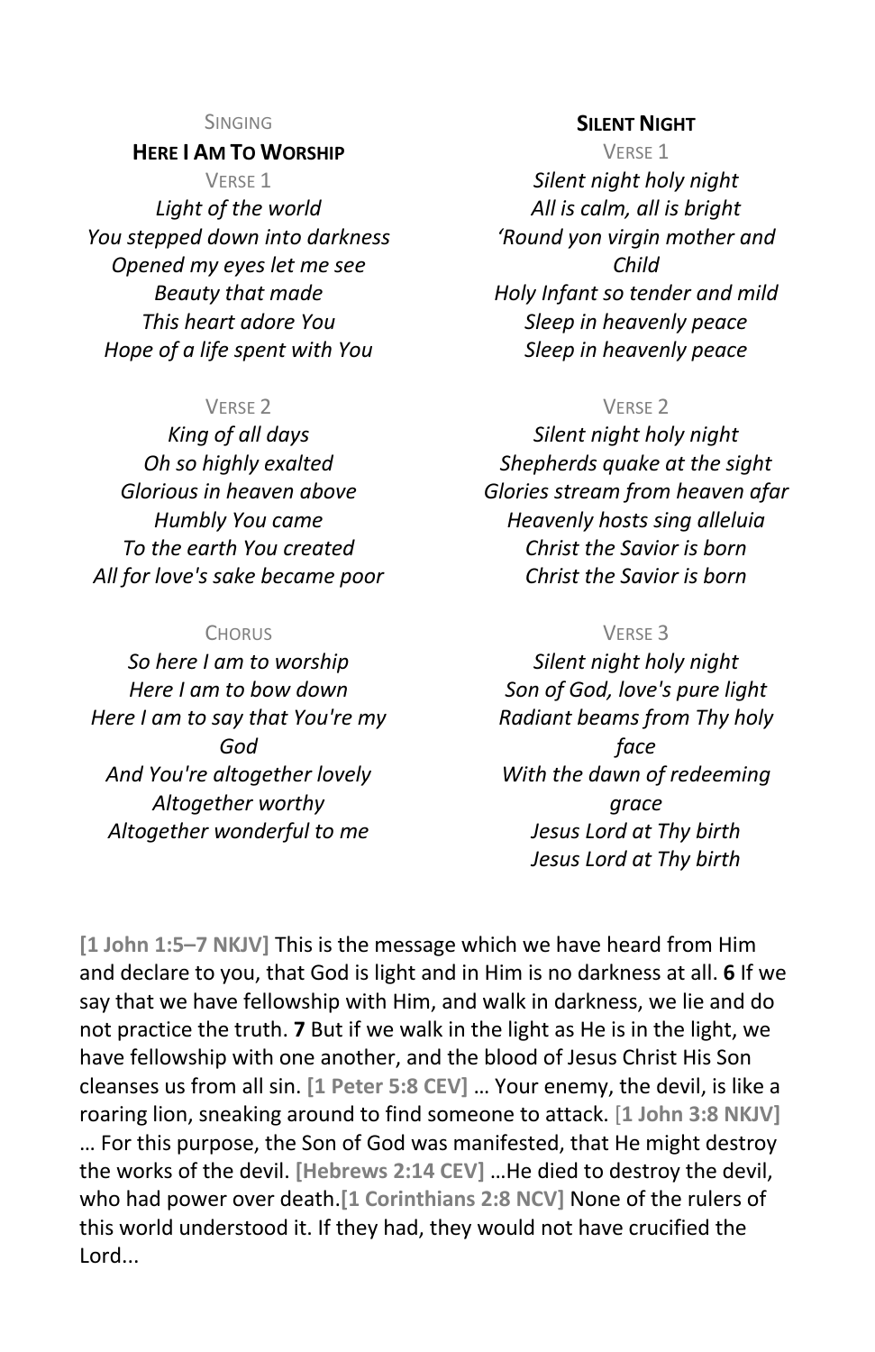SINGING

**HERE I AM TO WORSHIP**

VERSE 1

*Light of the world*
*You stepped down into darkness*
*Opened my eyes let me see*
*Beauty that made*
*This heart adore You*
*Hope of a life spent with You*

VERSE 2

*King of all days*
*Oh so highly exalted*
*Glorious in heaven above*
*Humbly You came*
*To the earth You created*
*All for love's sake became poor*

CHORUS

*So here I am to worship*
*Here I am to bow down*
*Here I am to say that You're my God*
*And You're altogether lovely*
*Altogether worthy*
*Altogether wonderful to me*

**SILENT NIGHT**

VERSE 1

*Silent night holy night*
*All is calm, all is bright*
*'Round yon virgin mother and Child*
*Holy Infant so tender and mild*
*Sleep in heavenly peace*
*Sleep in heavenly peace*

VERSE 2

*Silent night holy night*
*Shepherds quake at the sight*
*Glories stream from heaven afar*
*Heavenly hosts sing alleluia*
*Christ the Savior is born*
*Christ the Savior is born*

VERSE 3

*Silent night holy night*
*Son of God, love's pure light*
*Radiant beams from Thy holy face*
*With the dawn of redeeming grace*
*Jesus Lord at Thy birth*
*Jesus Lord at Thy birth*

**[1 John 1:5–7 NKJV]** This is the message which we have heard from Him and declare to you, that God is light and in Him is no darkness at all. **6** If we say that we have fellowship with Him, and walk in darkness, we lie and do not practice the truth. **7** But if we walk in the light as He is in the light, we have fellowship with one another, and the blood of Jesus Christ His Son cleanses us from all sin. **[1 Peter 5:8 CEV]** … Your enemy, the devil, is like a roaring lion, sneaking around to find someone to attack. **[1 John 3:8 NKJV]** … For this purpose, the Son of God was manifested, that He might destroy the works of the devil. **[Hebrews 2:14 CEV]** …He died to destroy the devil, who had power over death.**[1 Corinthians 2:8 NCV]** None of the rulers of this world understood it. If they had, they would not have crucified the Lord...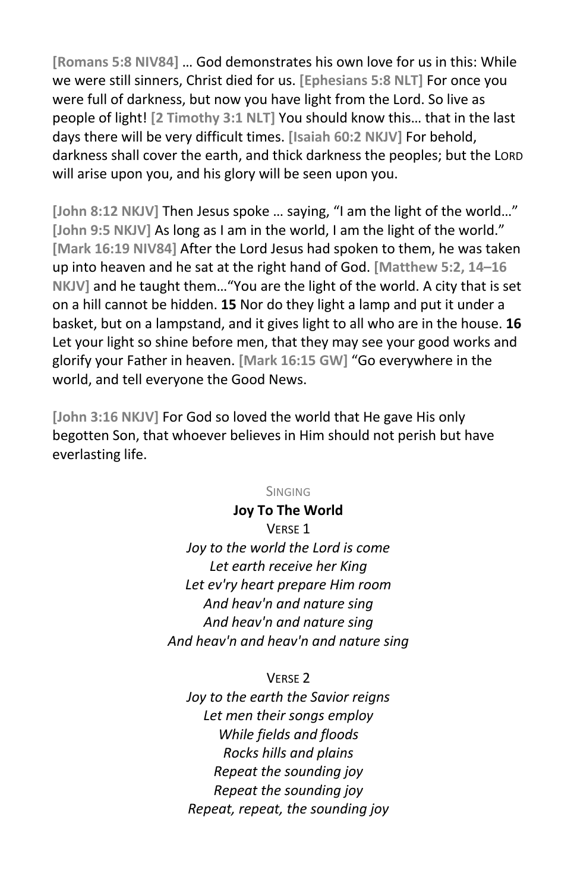**[Romans 5:8 NIV84]** … God demonstrates his own love for us in this: While we were still sinners, Christ died for us. **[Ephesians 5:8 NLT]** For once you were full of darkness, but now you have light from the Lord. So live as people of light! **[2 Timothy 3:1 NLT]** You should know this… that in the last days there will be very difficult times. **[Isaiah 60:2 NKJV]** For behold, darkness shall cover the earth, and thick darkness the peoples; but the LORD will arise upon you, and his glory will be seen upon you.

**[John 8:12 NKJV]** Then Jesus spoke … saying, "I am the light of the world…" **[John 9:5 NKJV]** As long as I am in the world, I am the light of the world." **[Mark 16:19 NIV84]** After the Lord Jesus had spoken to them, he was taken up into heaven and he sat at the right hand of God. **[Matthew 5:2, 14–16 NKJV]** and he taught them…"You are the light of the world. A city that is set on a hill cannot be hidden. **15** Nor do they light a lamp and put it under a basket, but on a lampstand, and it gives light to all who are in the house. **16** Let your light so shine before men, that they may see your good works and glorify your Father in heaven. **[Mark 16:15 GW]** "Go everywhere in the world, and tell everyone the Good News.

**[John 3:16 NKJV]** For God so loved the world that He gave His only begotten Son, that whoever believes in Him should not perish but have everlasting life.

SINGING

**Joy To The World**

VERSE 1

*Joy to the world the Lord is come*
*Let earth receive her King*
*Let ev'ry heart prepare Him room*
*And heav'n and nature sing*
*And heav'n and nature sing*
*And heav'n and heav'n and nature sing*

VERSE 2

*Joy to the earth the Savior reigns*
*Let men their songs employ*
*While fields and floods*
*Rocks hills and plains*
*Repeat the sounding joy*
*Repeat the sounding joy*
*Repeat, repeat, the sounding joy*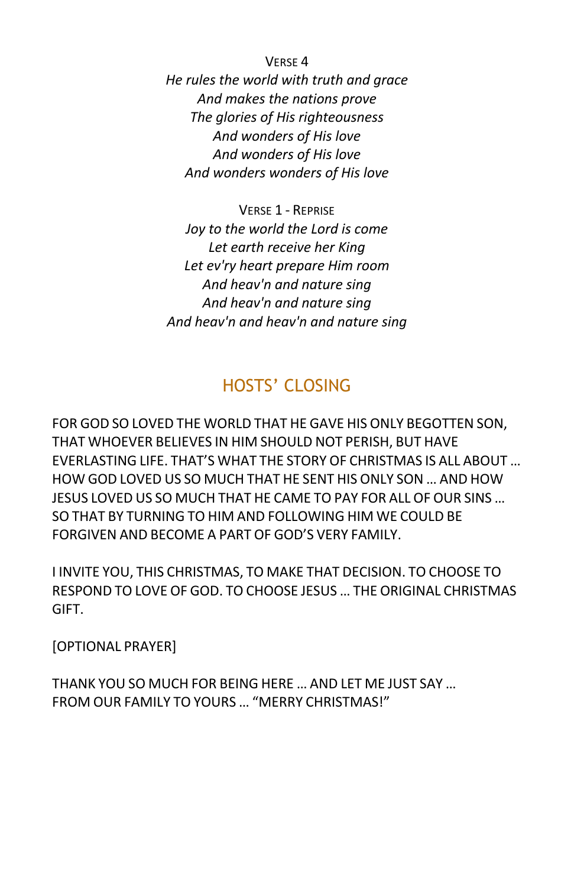VERSE 4

*He rules the world with truth and grace*
*And makes the nations prove*
*The glories of His righteousness*
*And wonders of His love*
*And wonders of His love*
*And wonders wonders of His love*

VERSE 1 - REPRISE

*Joy to the world the Lord is come*
*Let earth receive her King*
*Let ev'ry heart prepare Him room*
*And heav'n and nature sing*
*And heav'n and nature sing*
*And heav'n and heav'n and nature sing*

## HOSTS' CLOSING

FOR GOD SO LOVED THE WORLD THAT HE GAVE HIS ONLY BEGOTTEN SON, THAT WHOEVER BELIEVES IN HIM SHOULD NOT PERISH, BUT HAVE EVERLASTING LIFE. THAT'S WHAT THE STORY OF CHRISTMAS IS ALL ABOUT … HOW GOD LOVED US SO MUCH THAT HE SENT HIS ONLY SON … AND HOW JESUS LOVED US SO MUCH THAT HE CAME TO PAY FOR ALL OF OUR SINS … SO THAT BY TURNING TO HIM AND FOLLOWING HIM WE COULD BE FORGIVEN AND BECOME A PART OF GOD'S VERY FAMILY.

I INVITE YOU, THIS CHRISTMAS, TO MAKE THAT DECISION. TO CHOOSE TO RESPOND TO LOVE OF GOD. TO CHOOSE JESUS … THE ORIGINAL CHRISTMAS GIFT.

[OPTIONAL PRAYER]

THANK YOU SO MUCH FOR BEING HERE … AND LET ME JUST SAY … FROM OUR FAMILY TO YOURS … "MERRY CHRISTMAS!"